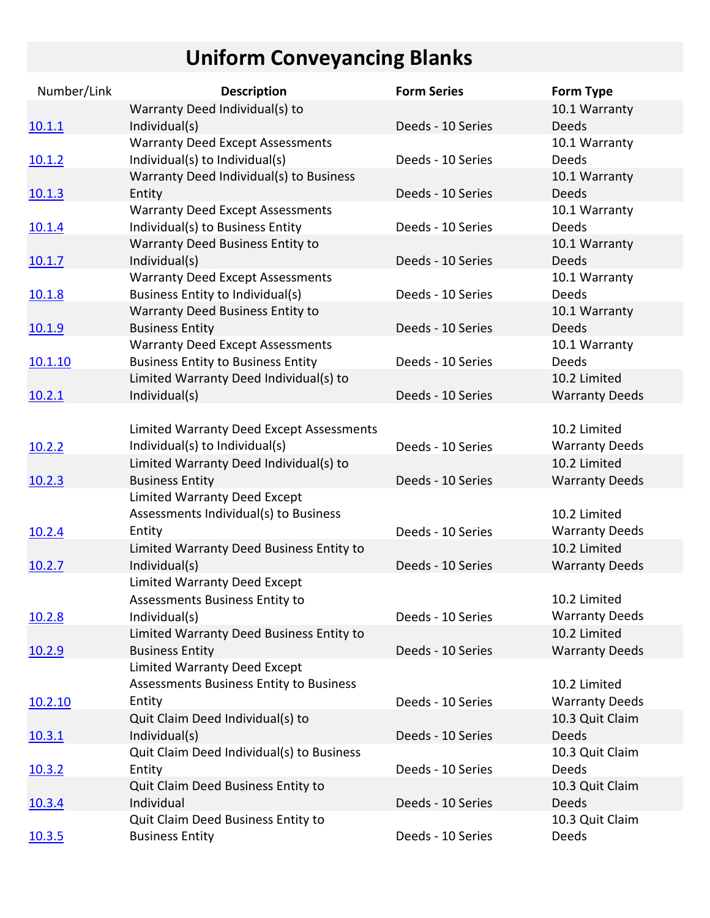# Uniform Conveyancing Blanks

| Number/Link | Description | Form Series | Form Type |
|---|---|---|---|
| 10.1.1 | Warranty Deed Individual(s) to Individual(s) | Deeds - 10 Series | 10.1 Warranty Deeds |
| 10.1.2 | Warranty Deed Except Assessments Individual(s) to Individual(s) | Deeds - 10 Series | 10.1 Warranty Deeds |
| 10.1.3 | Warranty Deed Individual(s) to Business Entity | Deeds - 10 Series | 10.1 Warranty Deeds |
| 10.1.4 | Warranty Deed Except Assessments Individual(s) to Business Entity | Deeds - 10 Series | 10.1 Warranty Deeds |
| 10.1.7 | Warranty Deed Business Entity to Individual(s) | Deeds - 10 Series | 10.1 Warranty Deeds |
| 10.1.8 | Warranty Deed Except Assessments Business Entity to Individual(s) | Deeds - 10 Series | 10.1 Warranty Deeds |
| 10.1.9 | Warranty Deed Business Entity to Business Entity | Deeds - 10 Series | 10.1 Warranty Deeds |
| 10.1.10 | Warranty Deed Except Assessments Business Entity to Business Entity | Deeds - 10 Series | 10.1 Warranty Deeds |
| 10.2.1 | Limited Warranty Deed Individual(s) to Individual(s) | Deeds - 10 Series | 10.2 Limited Warranty Deeds |
| 10.2.2 | Limited Warranty Deed Except Assessments Individual(s) to Individual(s) | Deeds - 10 Series | 10.2 Limited Warranty Deeds |
| 10.2.3 | Limited Warranty Deed Individual(s) to Business Entity | Deeds - 10 Series | 10.2 Limited Warranty Deeds |
| 10.2.4 | Limited Warranty Deed Except Assessments Individual(s) to Business Entity | Deeds - 10 Series | 10.2 Limited Warranty Deeds |
| 10.2.7 | Limited Warranty Deed Business Entity to Individual(s) | Deeds - 10 Series | 10.2 Limited Warranty Deeds |
| 10.2.8 | Limited Warranty Deed Except Assessments Business Entity to Individual(s) | Deeds - 10 Series | 10.2 Limited Warranty Deeds |
| 10.2.9 | Limited Warranty Deed Business Entity to Business Entity | Deeds - 10 Series | 10.2 Limited Warranty Deeds |
| 10.2.10 | Limited Warranty Deed Except Assessments Business Entity to Business Entity | Deeds - 10 Series | 10.2 Limited Warranty Deeds |
| 10.3.1 | Quit Claim Deed Individual(s) to Individual(s) | Deeds - 10 Series | 10.3 Quit Claim Deeds |
| 10.3.2 | Quit Claim Deed Individual(s) to Business Entity | Deeds - 10 Series | 10.3 Quit Claim Deeds |
| 10.3.4 | Quit Claim Deed Business Entity to Individual | Deeds - 10 Series | 10.3 Quit Claim Deeds |
| 10.3.5 | Quit Claim Deed Business Entity to Business Entity | Deeds - 10 Series | 10.3 Quit Claim Deeds |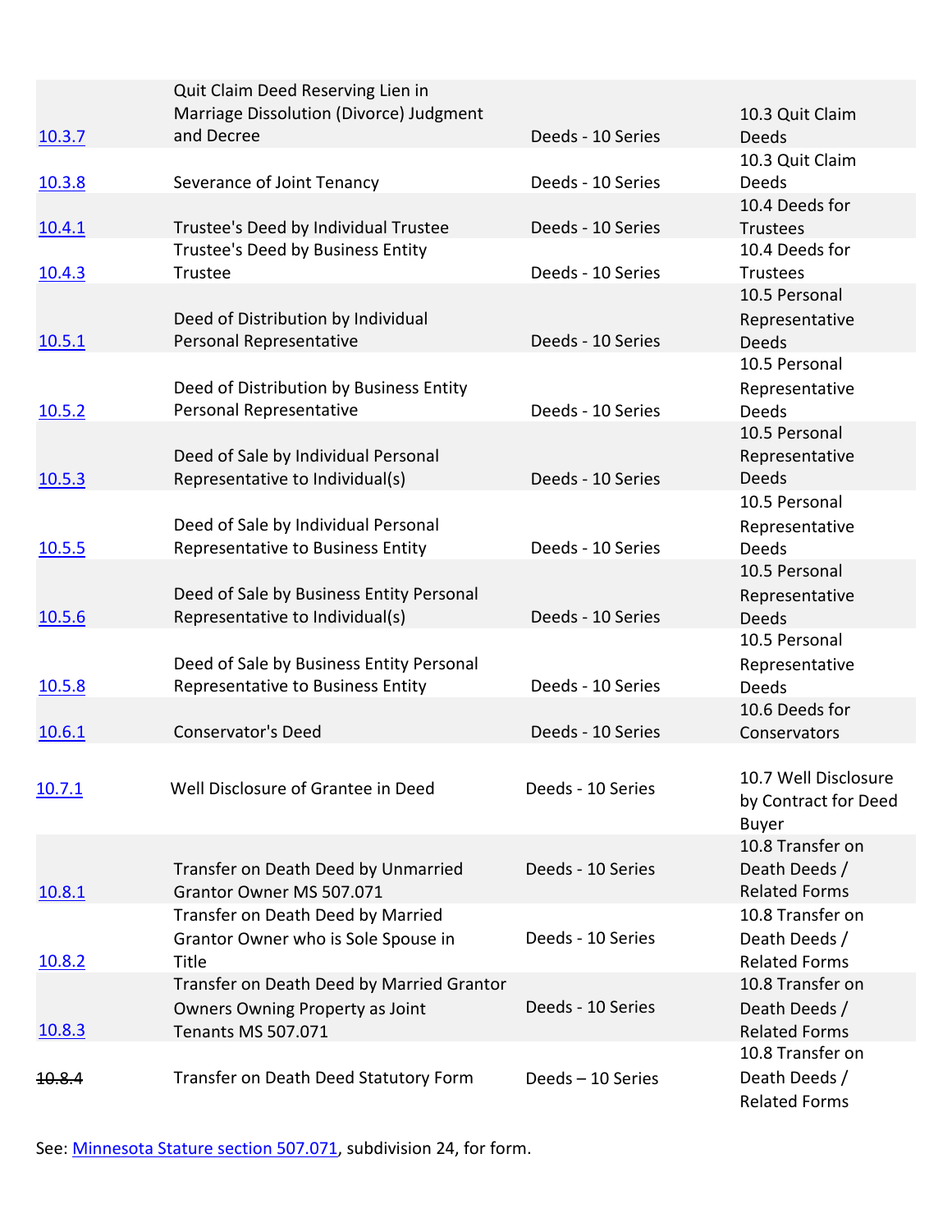| | | | |
|---|---|---|---|
| 10.3.7 | Quit Claim Deed Reserving Lien in Marriage Dissolution (Divorce) Judgment and Decree | Deeds - 10 Series | 10.3 Quit Claim Deeds |
| 10.3.8 | Severance of Joint Tenancy | Deeds - 10 Series | 10.3 Quit Claim Deeds |
| 10.4.1 | Trustee's Deed by Individual Trustee | Deeds - 10 Series | 10.4 Deeds for Trustees |
| 10.4.3 | Trustee's Deed by Business Entity Trustee | Deeds - 10 Series | 10.4 Deeds for Trustees |
| 10.5.1 | Deed of Distribution by Individual Personal Representative | Deeds - 10 Series | 10.5 Personal Representative Deeds |
| 10.5.2 | Deed of Distribution by Business Entity Personal Representative | Deeds - 10 Series | 10.5 Personal Representative Deeds |
| 10.5.3 | Deed of Sale by Individual Personal Representative to Individual(s) | Deeds - 10 Series | 10.5 Personal Representative Deeds |
| 10.5.5 | Deed of Sale by Individual Personal Representative to Business Entity | Deeds - 10 Series | 10.5 Personal Representative Deeds |
| 10.5.6 | Deed of Sale by Business Entity Personal Representative to Individual(s) | Deeds - 10 Series | 10.5 Personal Representative Deeds |
| 10.5.8 | Deed of Sale by Business Entity Personal Representative to Business Entity | Deeds - 10 Series | 10.5 Personal Representative Deeds |
| 10.6.1 | Conservator's Deed | Deeds - 10 Series | 10.6 Deeds for Conservators |
| 10.7.1 | Well Disclosure of Grantee in Deed | Deeds - 10 Series | 10.7 Well Disclosure by Contract for Deed Buyer |
| 10.8.1 | Transfer on Death Deed by Unmarried Grantor Owner MS 507.071 | Deeds - 10 Series | 10.8 Transfer on Death Deeds / Related Forms |
| 10.8.2 | Transfer on Death Deed by Married Grantor Owner who is Sole Spouse in Title | Deeds - 10 Series | 10.8 Transfer on Death Deeds / Related Forms |
| 10.8.3 | Transfer on Death Deed by Married Grantor Owners Owning Property as Joint Tenants MS 507.071 | Deeds - 10 Series | 10.8 Transfer on Death Deeds / Related Forms |
| ~~10.8.4~~ | Transfer on Death Deed Statutory Form | Deeds – 10 Series | 10.8 Transfer on Death Deeds / Related Forms |

See: Minnesota Stature section 507.071, subdivision 24, for form.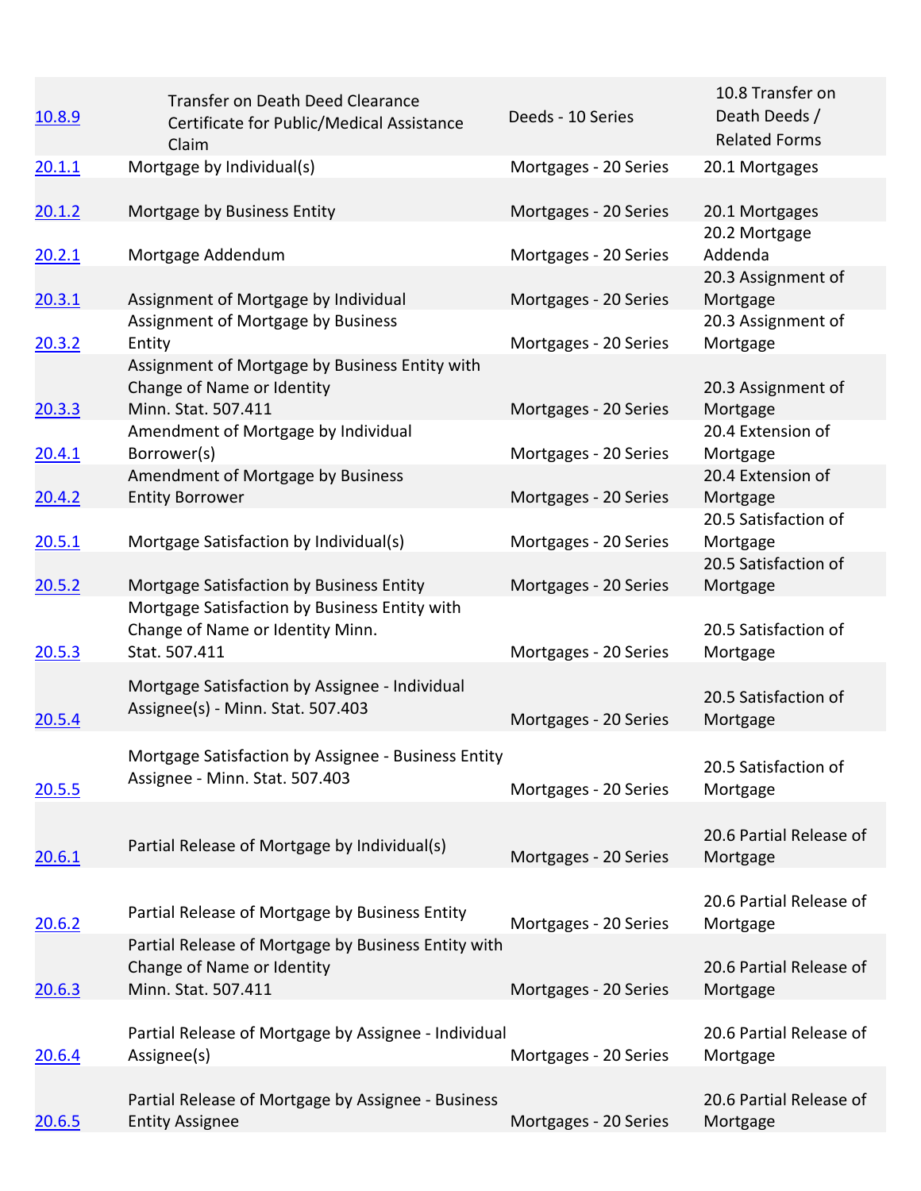| | | | |
|---|---|---|---|
| 10.8.9 | Transfer on Death Deed Clearance Certificate for Public/Medical Assistance Claim | Deeds - 10 Series | 10.8 Transfer on Death Deeds / Related Forms |
| 20.1.1 | Mortgage by Individual(s) | Mortgages - 20 Series | 20.1 Mortgages |
| 20.1.2 | Mortgage by Business Entity | Mortgages - 20 Series | 20.1 Mortgages |
| 20.2.1 | Mortgage Addendum | Mortgages - 20 Series | 20.2 Mortgage Addenda |
| 20.3.1 | Assignment of Mortgage by Individual | Mortgages - 20 Series | 20.3 Assignment of Mortgage |
| 20.3.2 | Assignment of Mortgage by Business Entity | Mortgages - 20 Series | 20.3 Assignment of Mortgage |
| 20.3.3 | Assignment of Mortgage by Business Entity with Change of Name or Identity Minn. Stat. 507.411 | Mortgages - 20 Series | 20.3 Assignment of Mortgage |
| 20.4.1 | Amendment of Mortgage by Individual Borrower(s) | Mortgages - 20 Series | 20.4 Extension of Mortgage |
| 20.4.2 | Amendment of Mortgage by Business Entity Borrower | Mortgages - 20 Series | 20.4 Extension of Mortgage |
| 20.5.1 | Mortgage Satisfaction by Individual(s) | Mortgages - 20 Series | 20.5 Satisfaction of Mortgage |
| 20.5.2 | Mortgage Satisfaction by Business Entity | Mortgages - 20 Series | 20.5 Satisfaction of Mortgage |
| 20.5.3 | Mortgage Satisfaction by Business Entity with Change of Name or Identity Minn. Stat. 507.411 | Mortgages - 20 Series | 20.5 Satisfaction of Mortgage |
| 20.5.4 | Mortgage Satisfaction by Assignee - Individual Assignee(s) - Minn. Stat. 507.403 | Mortgages - 20 Series | 20.5 Satisfaction of Mortgage |
| 20.5.5 | Mortgage Satisfaction by Assignee - Business Entity Assignee - Minn. Stat. 507.403 | Mortgages - 20 Series | 20.5 Satisfaction of Mortgage |
| 20.6.1 | Partial Release of Mortgage by Individual(s) | Mortgages - 20 Series | 20.6 Partial Release of Mortgage |
| 20.6.2 | Partial Release of Mortgage by Business Entity | Mortgages - 20 Series | 20.6 Partial Release of Mortgage |
| 20.6.3 | Partial Release of Mortgage by Business Entity with Change of Name or Identity Minn. Stat. 507.411 | Mortgages - 20 Series | 20.6 Partial Release of Mortgage |
| 20.6.4 | Partial Release of Mortgage by Assignee - Individual Assignee(s) | Mortgages - 20 Series | 20.6 Partial Release of Mortgage |
| 20.6.5 | Partial Release of Mortgage by Assignee - Business Entity Assignee | Mortgages - 20 Series | 20.6 Partial Release of Mortgage |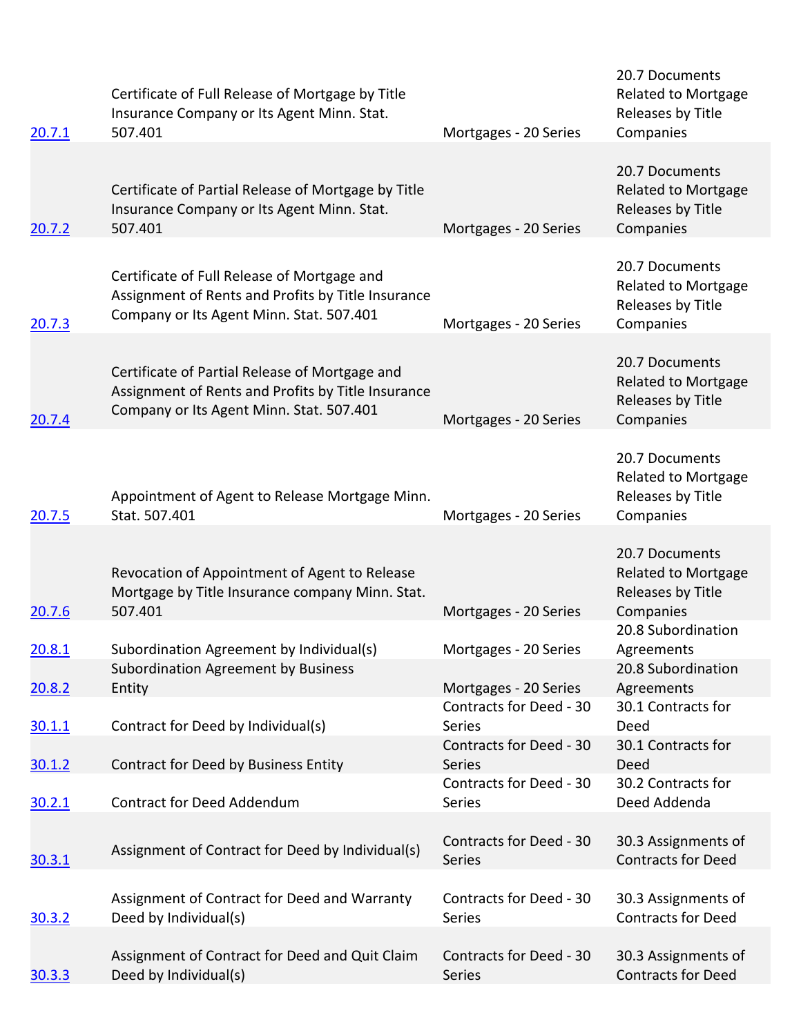| | | | |
|---|---|---|---|
| 20.7.1 | Certificate of Full Release of Mortgage by Title Insurance Company or Its Agent Minn. Stat. 507.401 | Mortgages - 20 Series | 20.7 Documents Related to Mortgage Releases by Title Companies |
| 20.7.2 | Certificate of Partial Release of Mortgage by Title Insurance Company or Its Agent Minn. Stat. 507.401 | Mortgages - 20 Series | 20.7 Documents Related to Mortgage Releases by Title Companies |
| 20.7.3 | Certificate of Full Release of Mortgage and Assignment of Rents and Profits by Title Insurance Company or Its Agent Minn. Stat. 507.401 | Mortgages - 20 Series | 20.7 Documents Related to Mortgage Releases by Title Companies |
| 20.7.4 | Certificate of Partial Release of Mortgage and Assignment of Rents and Profits by Title Insurance Company or Its Agent Minn. Stat. 507.401 | Mortgages - 20 Series | 20.7 Documents Related to Mortgage Releases by Title Companies |
| 20.7.5 | Appointment of Agent to Release Mortgage Minn. Stat. 507.401 | Mortgages - 20 Series | 20.7 Documents Related to Mortgage Releases by Title Companies |
| 20.7.6 | Revocation of Appointment of Agent to Release Mortgage by Title Insurance company Minn. Stat. 507.401 | Mortgages - 20 Series | 20.7 Documents Related to Mortgage Releases by Title Companies |
| 20.8.1 | Subordination Agreement by Individual(s) | Mortgages - 20 Series | 20.8 Subordination Agreements |
| 20.8.2 | Subordination Agreement by Business Entity | Mortgages - 20 Series | 20.8 Subordination Agreements |
| 30.1.1 | Contract for Deed by Individual(s) | Contracts for Deed - 30 Series | 30.1 Contracts for Deed |
| 30.1.2 | Contract for Deed by Business Entity | Contracts for Deed - 30 Series | 30.1 Contracts for Deed |
| 30.2.1 | Contract for Deed Addendum | Contracts for Deed - 30 Series | 30.2 Contracts for Deed Addenda |
| 30.3.1 | Assignment of Contract for Deed by Individual(s) | Contracts for Deed - 30 Series | 30.3 Assignments of Contracts for Deed |
| 30.3.2 | Assignment of Contract for Deed and Warranty Deed by Individual(s) | Contracts for Deed - 30 Series | 30.3 Assignments of Contracts for Deed |
| 30.3.3 | Assignment of Contract for Deed and Quit Claim Deed by Individual(s) | Contracts for Deed - 30 Series | 30.3 Assignments of Contracts for Deed |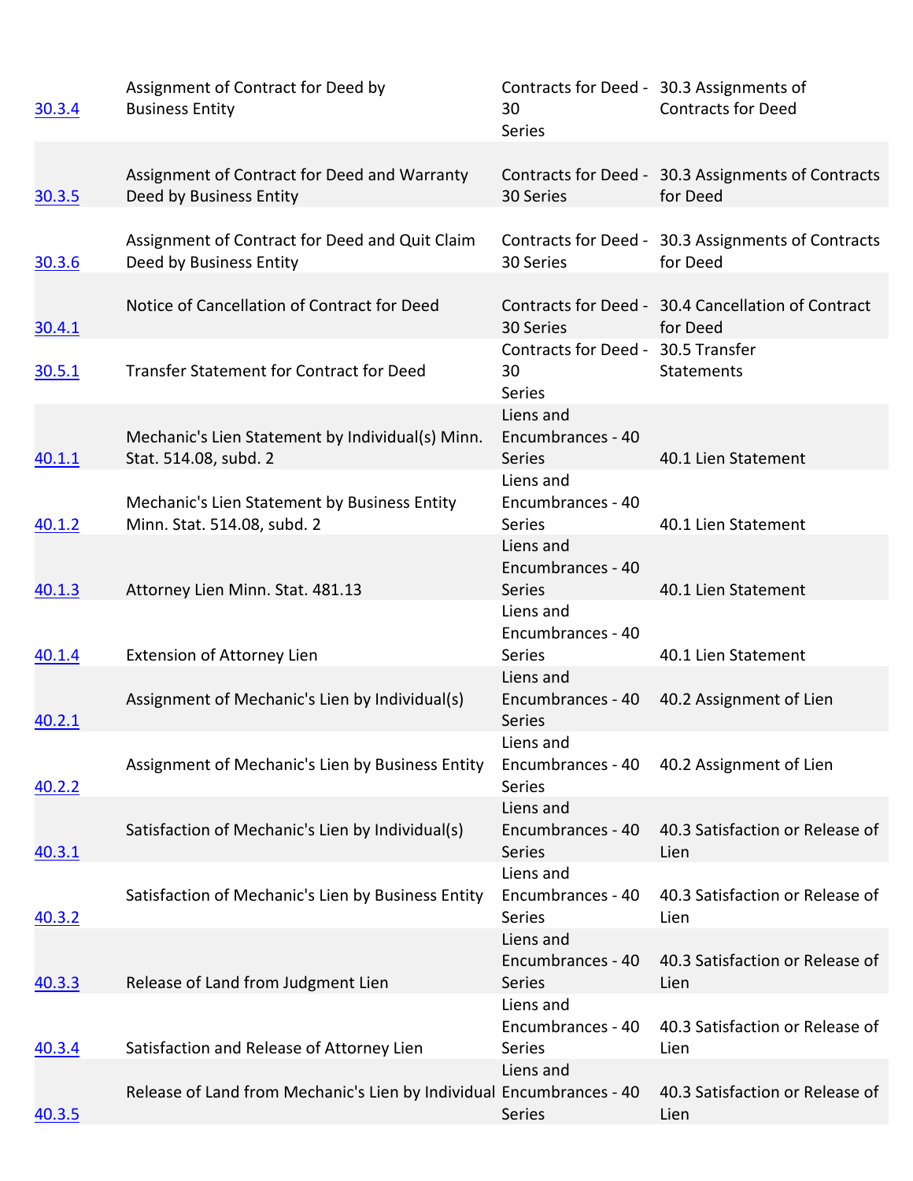| | | | |
|---|---|---|---|
| 30.3.4 | Assignment of Contract for Deed by Business Entity | Contracts for Deed - 30 Series | 30.3 Assignments of Contracts for Deed |
| 30.3.5 | Assignment of Contract for Deed and Warranty Deed by Business Entity | Contracts for Deed - 30 Series | 30.3 Assignments of Contracts for Deed |
| 30.3.6 | Assignment of Contract for Deed and Quit Claim Deed by Business Entity | Contracts for Deed - 30 Series | 30.3 Assignments of Contracts for Deed |
| 30.4.1 | Notice of Cancellation of Contract for Deed | Contracts for Deed - 30 Series | 30.4 Cancellation of Contract for Deed |
| 30.5.1 | Transfer Statement for Contract for Deed | Contracts for Deed - 30 Series | 30.5 Transfer Statements |
| 40.1.1 | Mechanic's Lien Statement by Individual(s) Minn. Stat. 514.08, subd. 2 | Liens and Encumbrances - 40 Series | 40.1 Lien Statement |
| 40.1.2 | Mechanic's Lien Statement by Business Entity Minn. Stat. 514.08, subd. 2 | Liens and Encumbrances - 40 Series | 40.1 Lien Statement |
| 40.1.3 | Attorney Lien Minn. Stat. 481.13 | Liens and Encumbrances - 40 Series | 40.1 Lien Statement |
| 40.1.4 | Extension of Attorney Lien | Liens and Encumbrances - 40 Series | 40.1 Lien Statement |
| 40.2.1 | Assignment of Mechanic's Lien by Individual(s) | Liens and Encumbrances - 40 Series | 40.2 Assignment of Lien |
| 40.2.2 | Assignment of Mechanic's Lien by Business Entity | Liens and Encumbrances - 40 Series | 40.2 Assignment of Lien |
| 40.3.1 | Satisfaction of Mechanic's Lien by Individual(s) | Liens and Encumbrances - 40 Series | 40.3 Satisfaction or Release of Lien |
| 40.3.2 | Satisfaction of Mechanic's Lien by Business Entity | Liens and Encumbrances - 40 Series | 40.3 Satisfaction or Release of Lien |
| 40.3.3 | Release of Land from Judgment Lien | Liens and Encumbrances - 40 Series | 40.3 Satisfaction or Release of Lien |
| 40.3.4 | Satisfaction and Release of Attorney Lien | Liens and Encumbrances - 40 Series | 40.3 Satisfaction or Release of Lien |
| 40.3.5 | Release of Land from Mechanic's Lien by Individual | Liens and Encumbrances - 40 Series | 40.3 Satisfaction or Release of Lien |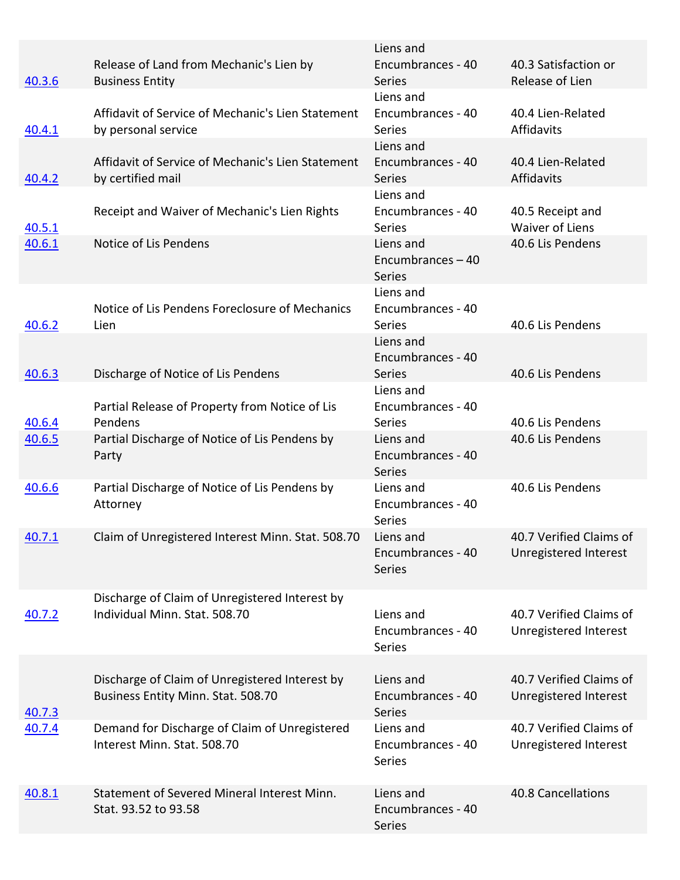| | | | |
|---|---|---|---|
| 40.3.6 | Release of Land from Mechanic's Lien by Business Entity | Liens and Encumbrances - 40 Series | 40.3 Satisfaction or Release of Lien |
| 40.4.1 | Affidavit of Service of Mechanic's Lien Statement by personal service | Liens and Encumbrances - 40 Series | 40.4 Lien-Related Affidavits |
| 40.4.2 | Affidavit of Service of Mechanic's Lien Statement by certified mail | Liens and Encumbrances - 40 Series | 40.4 Lien-Related Affidavits |
| 40.5.1 | Receipt and Waiver of Mechanic's Lien Rights | Liens and Encumbrances - 40 Series | 40.5 Receipt and Waiver of Liens |
| 40.6.1 | Notice of Lis Pendens | Liens and Encumbrances – 40 Series | 40.6 Lis Pendens |
| 40.6.2 | Notice of Lis Pendens Foreclosure of Mechanics Lien | Liens and Encumbrances - 40 Series | 40.6 Lis Pendens |
| 40.6.3 | Discharge of Notice of Lis Pendens | Liens and Encumbrances - 40 Series | 40.6 Lis Pendens |
| 40.6.4 | Partial Release of Property from Notice of Lis Pendens | Liens and Encumbrances - 40 Series | 40.6 Lis Pendens |
| 40.6.5 | Partial Discharge of Notice of Lis Pendens by Party | Liens and Encumbrances - 40 Series | 40.6 Lis Pendens |
| 40.6.6 | Partial Discharge of Notice of Lis Pendens by Attorney | Liens and Encumbrances - 40 Series | 40.6 Lis Pendens |
| 40.7.1 | Claim of Unregistered Interest Minn. Stat. 508.70 | Liens and Encumbrances - 40 Series | 40.7 Verified Claims of Unregistered Interest |
| 40.7.2 | Discharge of Claim of Unregistered Interest by Individual Minn. Stat. 508.70 | Liens and Encumbrances - 40 Series | 40.7 Verified Claims of Unregistered Interest |
| 40.7.3 | Discharge of Claim of Unregistered Interest by Business Entity Minn. Stat. 508.70 | Liens and Encumbrances - 40 Series | 40.7 Verified Claims of Unregistered Interest |
| 40.7.4 | Demand for Discharge of Claim of Unregistered Interest Minn. Stat. 508.70 | Liens and Encumbrances - 40 Series | 40.7 Verified Claims of Unregistered Interest |
| 40.8.1 | Statement of Severed Mineral Interest Minn. Stat. 93.52 to 93.58 | Liens and Encumbrances - 40 Series | 40.8 Cancellations |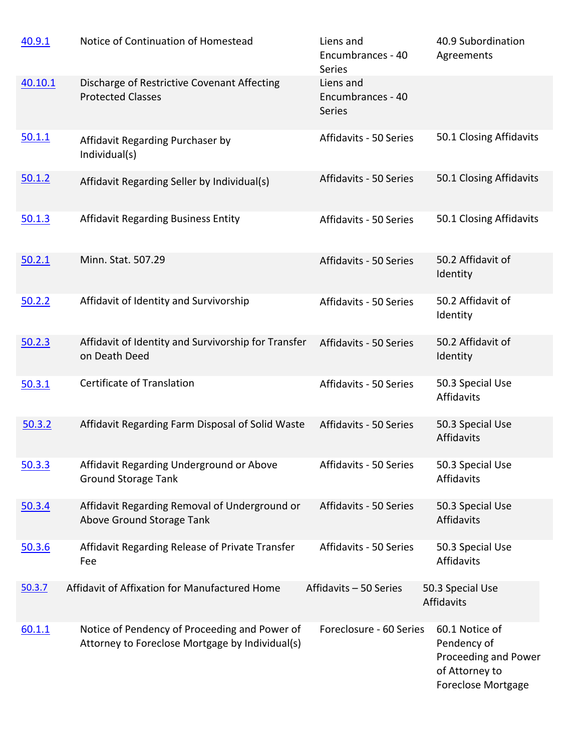| | | | |
|---|---|---|---|
| 40.9.1 | Notice of Continuation of Homestead | Liens and Encumbrances - 40 Series | 40.9 Subordination Agreements |
| 40.10.1 | Discharge of Restrictive Covenant Affecting Protected Classes | Liens and Encumbrances - 40 Series | |
| 50.1.1 | Affidavit Regarding Purchaser by Individual(s) | Affidavits - 50 Series | 50.1 Closing Affidavits |
| 50.1.2 | Affidavit Regarding Seller by Individual(s) | Affidavits - 50 Series | 50.1 Closing Affidavits |
| 50.1.3 | Affidavit Regarding Business Entity | Affidavits - 50 Series | 50.1 Closing Affidavits |
| 50.2.1 | Minn. Stat. 507.29 | Affidavits - 50 Series | 50.2 Affidavit of Identity |
| 50.2.2 | Affidavit of Identity and Survivorship | Affidavits - 50 Series | 50.2 Affidavit of Identity |
| 50.2.3 | Affidavit of Identity and Survivorship for Transfer on Death Deed | Affidavits - 50 Series | 50.2 Affidavit of Identity |
| 50.3.1 | Certificate of Translation | Affidavits - 50 Series | 50.3 Special Use Affidavits |
| 50.3.2 | Affidavit Regarding Farm Disposal of Solid Waste | Affidavits - 50 Series | 50.3 Special Use Affidavits |
| 50.3.3 | Affidavit Regarding Underground or Above Ground Storage Tank | Affidavits - 50 Series | 50.3 Special Use Affidavits |
| 50.3.4 | Affidavit Regarding Removal of Underground or Above Ground Storage Tank | Affidavits - 50 Series | 50.3 Special Use Affidavits |
| 50.3.6 | Affidavit Regarding Release of Private Transfer Fee | Affidavits - 50 Series | 50.3 Special Use Affidavits |
| 50.3.7 | Affidavit of Affixation for Manufactured Home | Affidavits – 50 Series | 50.3 Special Use Affidavits |
| 60.1.1 | Notice of Pendency of Proceeding and Power of Attorney to Foreclose Mortgage by Individual(s) | Foreclosure - 60 Series | 60.1 Notice of Pendency of Proceeding and Power of Attorney to Foreclose Mortgage |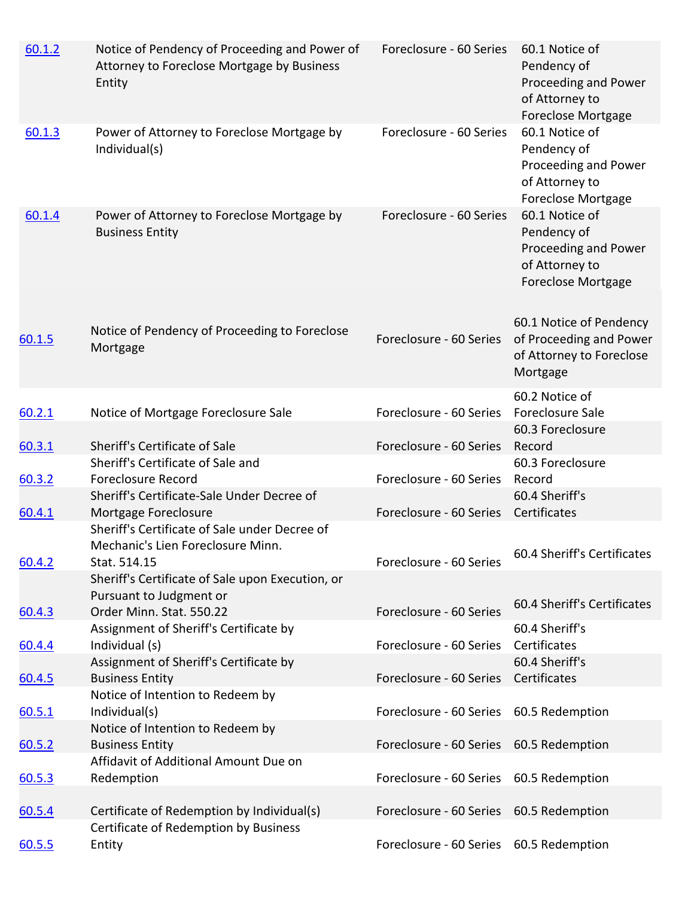| | | | |
|---|---|---|---|
| 60.1.2 | Notice of Pendency of Proceeding and Power of Attorney to Foreclose Mortgage by Business Entity | Foreclosure - 60 Series | 60.1 Notice of Pendency of Proceeding and Power of Attorney to Foreclose Mortgage |
| 60.1.3 | Power of Attorney to Foreclose Mortgage by Individual(s) | Foreclosure - 60 Series | 60.1 Notice of Pendency of Proceeding and Power of Attorney to Foreclose Mortgage |
| 60.1.4 | Power of Attorney to Foreclose Mortgage by Business Entity | Foreclosure - 60 Series | 60.1 Notice of Pendency of Proceeding and Power of Attorney to Foreclose Mortgage |
| 60.1.5 | Notice of Pendency of Proceeding to Foreclose Mortgage | Foreclosure - 60 Series | 60.1 Notice of Pendency of Proceeding and Power of Attorney to Foreclose Mortgage |
| 60.2.1 | Notice of Mortgage Foreclosure Sale | Foreclosure - 60 Series | 60.2 Notice of Foreclosure Sale |
| 60.3.1 | Sheriff's Certificate of Sale | Foreclosure - 60 Series | 60.3 Foreclosure Record |
| 60.3.2 | Sheriff's Certificate of Sale and Foreclosure Record | Foreclosure - 60 Series | 60.3 Foreclosure Record |
| 60.4.1 | Sheriff's Certificate-Sale Under Decree of Mortgage Foreclosure | Foreclosure - 60 Series | 60.4 Sheriff's Certificates |
| 60.4.2 | Sheriff's Certificate of Sale under Decree of Mechanic's Lien Foreclosure Minn. Stat. 514.15 | Foreclosure - 60 Series | 60.4 Sheriff's Certificates |
| 60.4.3 | Sheriff's Certificate of Sale upon Execution, or Pursuant to Judgment or Order Minn. Stat. 550.22 | Foreclosure - 60 Series | 60.4 Sheriff's Certificates |
| 60.4.4 | Assignment of Sheriff's Certificate by Individual (s) | Foreclosure - 60 Series | 60.4 Sheriff's Certificates |
| 60.4.5 | Assignment of Sheriff's Certificate by Business Entity | Foreclosure - 60 Series | 60.4 Sheriff's Certificates |
| 60.5.1 | Notice of Intention to Redeem by Individual(s) | Foreclosure - 60 Series | 60.5 Redemption |
| 60.5.2 | Notice of Intention to Redeem by Business Entity | Foreclosure - 60 Series | 60.5 Redemption |
| 60.5.3 | Affidavit of Additional Amount Due on Redemption | Foreclosure - 60 Series | 60.5 Redemption |
| 60.5.4 | Certificate of Redemption by Individual(s) | Foreclosure - 60 Series | 60.5 Redemption |
| 60.5.5 | Certificate of Redemption by Business Entity | Foreclosure - 60 Series | 60.5 Redemption |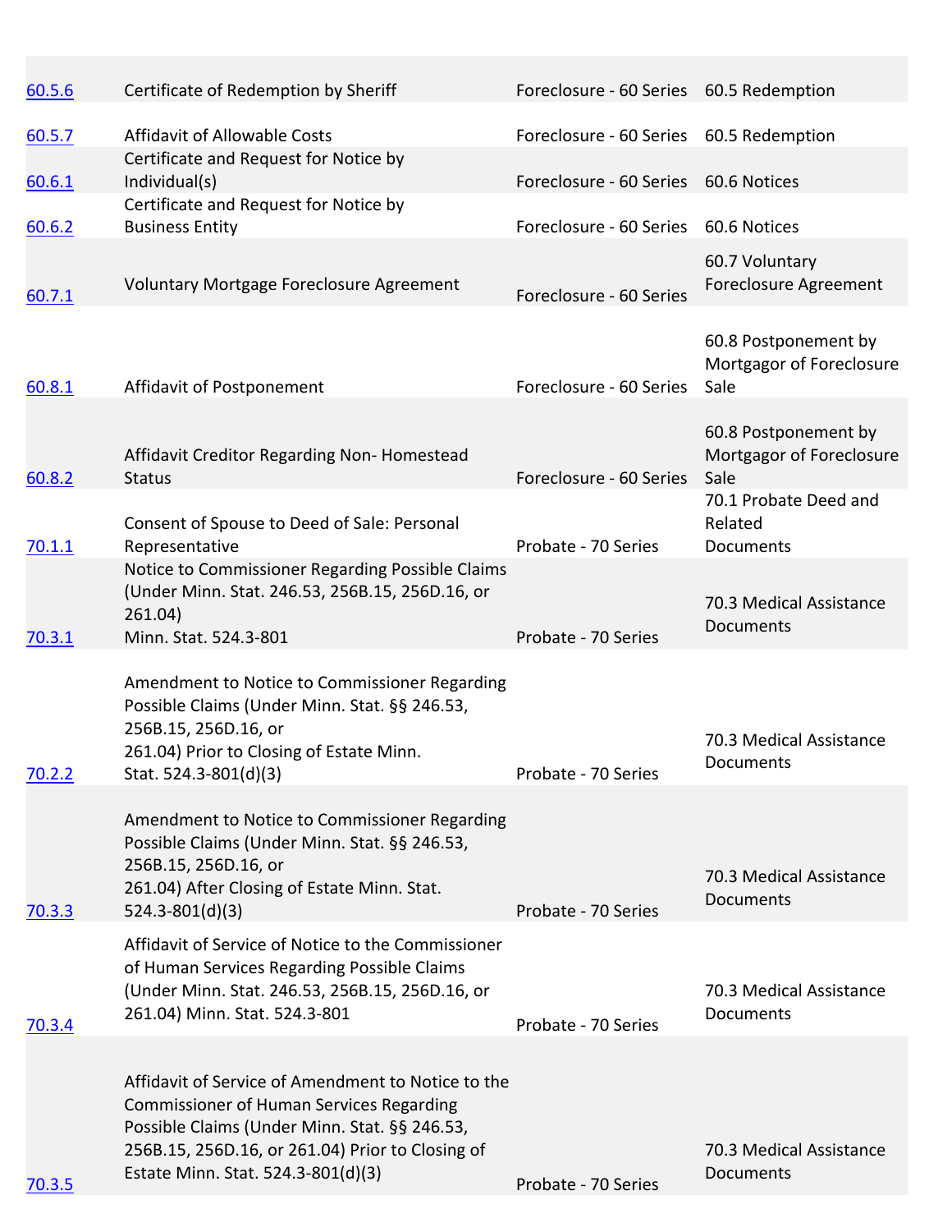| | | | |
|---|---|---|---|
| 60.5.6 | Certificate of Redemption by Sheriff | Foreclosure - 60 Series | 60.5 Redemption |
| 60.5.7 | Affidavit of Allowable Costs | Foreclosure - 60 Series | 60.5 Redemption |
| 60.6.1 | Certificate and Request for Notice by Individual(s) | Foreclosure - 60 Series | 60.6 Notices |
| 60.6.2 | Certificate and Request for Notice by Business Entity | Foreclosure - 60 Series | 60.6 Notices |
| 60.7.1 | Voluntary Mortgage Foreclosure Agreement | Foreclosure - 60 Series | 60.7 Voluntary Foreclosure Agreement |
| 60.8.1 | Affidavit of Postponement | Foreclosure - 60 Series | 60.8 Postponement by Mortgagor of Foreclosure Sale |
| 60.8.2 | Affidavit Creditor Regarding Non- Homestead Status | Foreclosure - 60 Series | 60.8 Postponement by Mortgagor of Foreclosure Sale |
| 70.1.1 | Consent of Spouse to Deed of Sale: Personal Representative | Probate - 70 Series | 70.1 Probate Deed and Related Documents |
| 70.3.1 | Notice to Commissioner Regarding Possible Claims (Under Minn. Stat. 246.53, 256B.15, 256D.16, or 261.04) Minn. Stat. 524.3-801 | Probate - 70 Series | 70.3 Medical Assistance Documents |
| 70.2.2 | Amendment to Notice to Commissioner Regarding Possible Claims (Under Minn. Stat. §§ 246.53, 256B.15, 256D.16, or 261.04) Prior to Closing of Estate Minn. Stat. 524.3-801(d)(3) | Probate - 70 Series | 70.3 Medical Assistance Documents |
| 70.3.3 | Amendment to Notice to Commissioner Regarding Possible Claims (Under Minn. Stat. §§ 246.53, 256B.15, 256D.16, or 261.04) After Closing of Estate Minn. Stat. 524.3-801(d)(3) | Probate - 70 Series | 70.3 Medical Assistance Documents |
| 70.3.4 | Affidavit of Service of Notice to the Commissioner of Human Services Regarding Possible Claims (Under Minn. Stat. 246.53, 256B.15, 256D.16, or 261.04) Minn. Stat. 524.3-801 | Probate - 70 Series | 70.3 Medical Assistance Documents |
| 70.3.5 | Affidavit of Service of Amendment to Notice to the Commissioner of Human Services Regarding Possible Claims (Under Minn. Stat. §§ 246.53, 256B.15, 256D.16, or 261.04) Prior to Closing of Estate Minn. Stat. 524.3-801(d)(3) | Probate - 70 Series | 70.3 Medical Assistance Documents |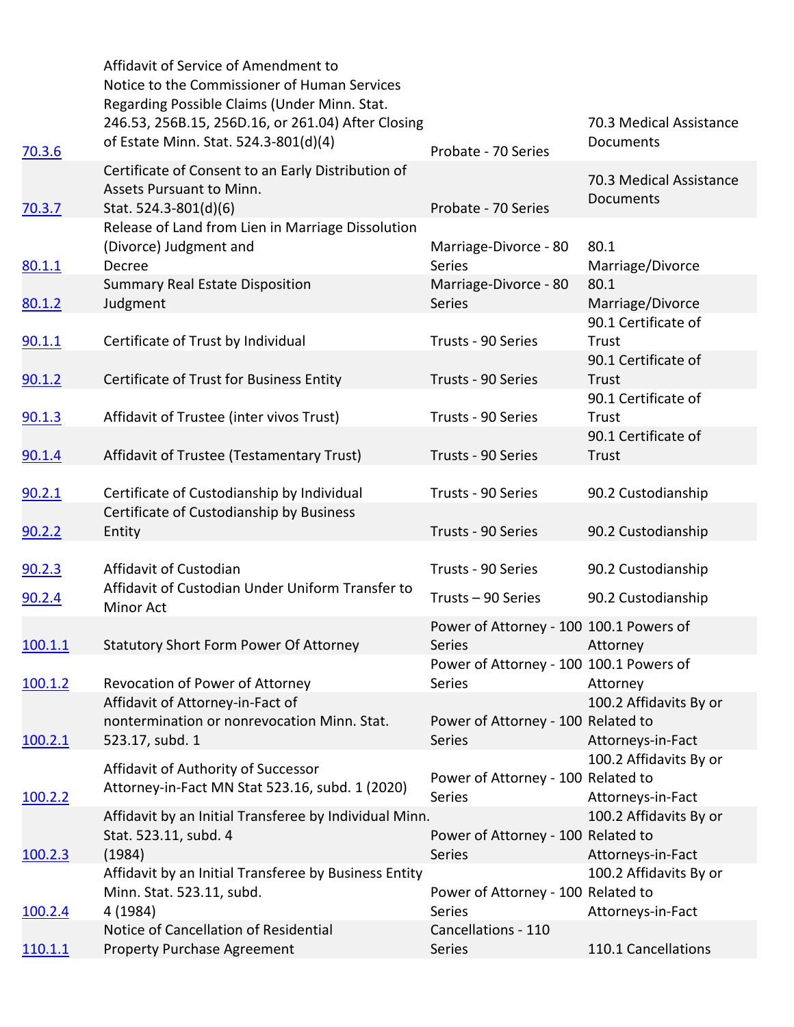| | | | |
|---|---|---|---|
| 70.3.6 | Affidavit of Service of Amendment to Notice to the Commissioner of Human Services Regarding Possible Claims (Under Minn. Stat. 246.53, 256B.15, 256D.16, or 261.04) After Closing of Estate Minn. Stat. 524.3-801(d)(4) | Probate - 70 Series | 70.3 Medical Assistance Documents |
| 70.3.7 | Certificate of Consent to an Early Distribution of Assets Pursuant to Minn. Stat. 524.3-801(d)(6) | Probate - 70 Series | 70.3 Medical Assistance Documents |
| 80.1.1 | Release of Land from Lien in Marriage Dissolution (Divorce) Judgment and Decree | Marriage-Divorce - 80 Series | 80.1 Marriage/Divorce |
| 80.1.2 | Summary Real Estate Disposition Judgment | Marriage-Divorce - 80 Series | 80.1 Marriage/Divorce |
| 90.1.1 | Certificate of Trust by Individual | Trusts - 90 Series | 90.1 Certificate of Trust |
| 90.1.2 | Certificate of Trust for Business Entity | Trusts - 90 Series | 90.1 Certificate of Trust |
| 90.1.3 | Affidavit of Trustee (inter vivos Trust) | Trusts - 90 Series | 90.1 Certificate of Trust |
| 90.1.4 | Affidavit of Trustee (Testamentary Trust) | Trusts - 90 Series | 90.1 Certificate of Trust |
| 90.2.1 | Certificate of Custodianship by Individual | Trusts - 90 Series | 90.2 Custodianship |
| 90.2.2 | Certificate of Custodianship by Business Entity | Trusts - 90 Series | 90.2 Custodianship |
| 90.2.3 | Affidavit of Custodian | Trusts - 90 Series | 90.2 Custodianship |
| 90.2.4 | Affidavit of Custodian Under Uniform Transfer to Minor Act | Trusts – 90 Series | 90.2 Custodianship |
| 100.1.1 | Statutory Short Form Power Of Attorney | Power of Attorney - 100 Series | 100.1 Powers of Attorney |
| 100.1.2 | Revocation of Power of Attorney | Power of Attorney - 100 Series | 100.1 Powers of Attorney |
| 100.2.1 | Affidavit of Attorney-in-Fact of nontermination or nonrevocation Minn. Stat. 523.17, subd. 1 | Power of Attorney - 100 Series | 100.2 Affidavits By or Related to Attorneys-in-Fact |
| 100.2.2 | Affidavit of Authority of Successor Attorney-in-Fact MN Stat 523.16, subd. 1 (2020) | Power of Attorney - 100 Series | 100.2 Affidavits By or Related to Attorneys-in-Fact |
| 100.2.3 | Affidavit by an Initial Transferee by Individual Minn. Stat. 523.11, subd. 4 (1984) | Power of Attorney - 100 Series | 100.2 Affidavits By or Related to Attorneys-in-Fact |
| 100.2.4 | Affidavit by an Initial Transferee by Business Entity Minn. Stat. 523.11, subd. 4 (1984) | Power of Attorney - 100 Series | 100.2 Affidavits By or Related to Attorneys-in-Fact |
| 110.1.1 | Notice of Cancellation of Residential Property Purchase Agreement | Cancellations - 110 Series | 110.1 Cancellations |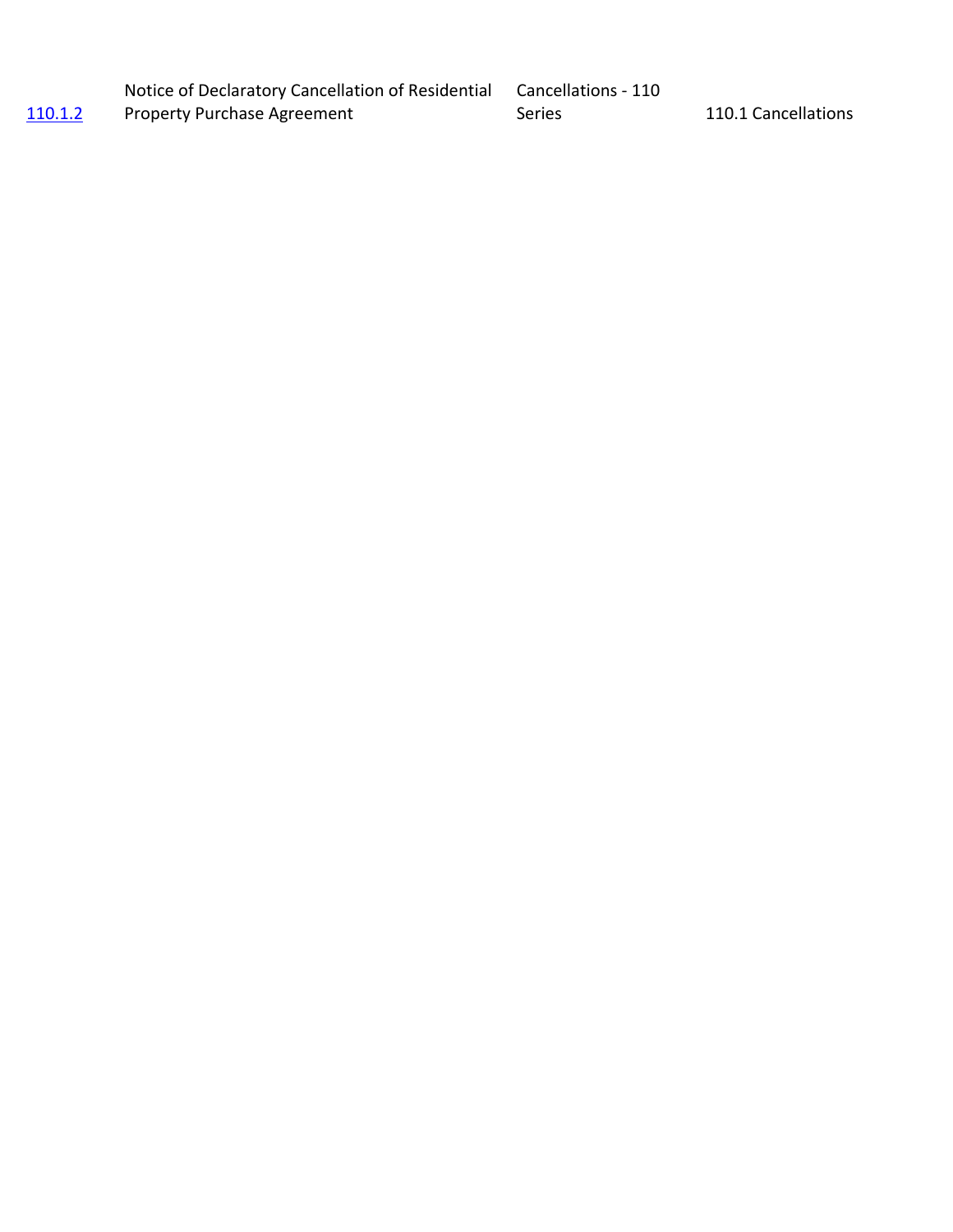| | | | |
|---|---|---|---|
| 110.1.2 | Notice of Declaratory Cancellation of Residential Property Purchase Agreement | Cancellations - 110 Series | 110.1 Cancellations |